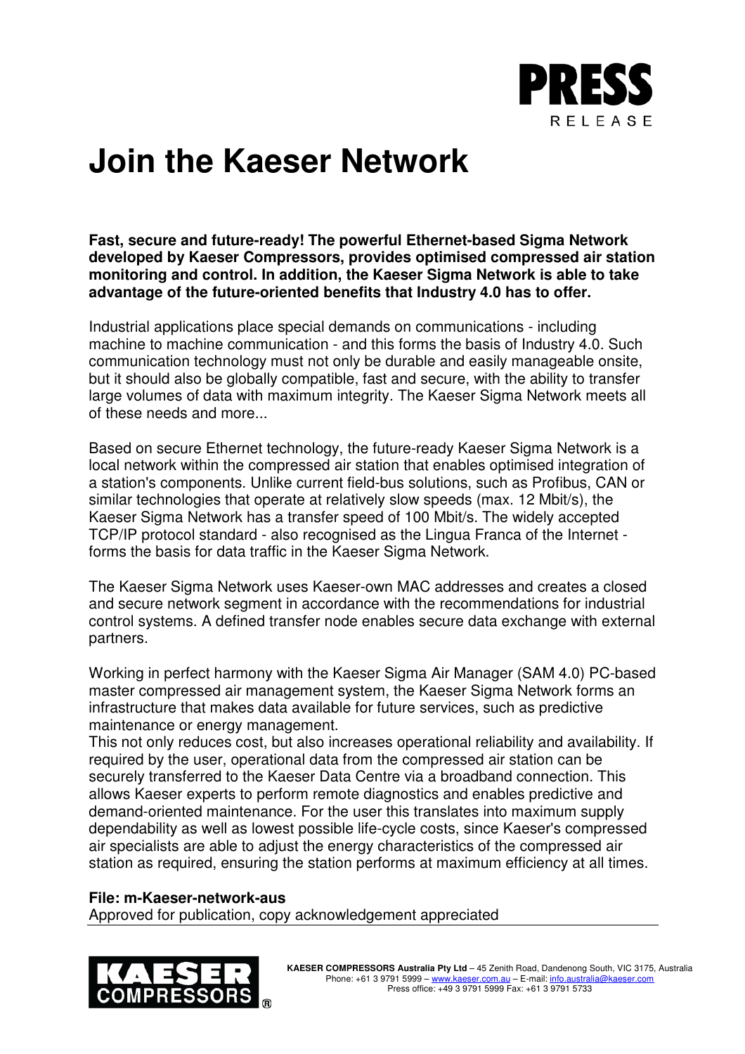# Join the Kaeser Network

**Fast, secure and future-ready! The powerful Ethernet-based Sigma Network developed by Kaeser Compressors, provides optimised compressed air station monitoring and control. In addition, the Kaeser Sigma Network is able to take advantage of the future-oriented benefits that Industry 4.0 has to offer.**

Industrial applications place special demands on communications - including machine to machine communication - and this forms the basis of Industry 4.0. Such communication technology must not only be durable and easily manageable onsite, but it should also be globally compatible, fast and secure, with the ability to transfer large volumes of data with maximum integrity. The Kaeser Sigma Network meets all of these needs and more...

Based on secure Ethernet technology, the future-ready Kaeser Sigma Network is a local network within the compressed air station that enables optimised integration of a station's components. Unlike current field-bus solutions, such as Profibus, CAN or similar technologies that operate at relatively slow speeds (max. 12 Mbit/s), the Kaeser Sigma Network has a transfer speed of 100 Mbit/s. The widely accepted TCP/IP protocol standard - also recognised as the Lingua Franca of the Internet - forms the basis for data traffic in the Kaeser Sigma Network.

The Kaeser Sigma Network uses Kaeser-own MAC addresses and creates a closed and secure network segment in accordance with the recommendations for industrial control systems. A defined transfer node enables secure data exchange with external partners.

Working in perfect harmony with the Kaeser Sigma Air Manager (SAM 4.0) PC-based master compressed air management system, the Kaeser Sigma Network forms an infrastructure that makes data available for future services, such as predictive maintenance or energy management.
This not only reduces cost, but also increases operational reliability and availability. If required by the user, operational data from the compressed air station can be securely transferred to the Kaeser Data Centre via a broadband connection. This allows Kaeser experts to perform remote diagnostics and enables predictive and demand-oriented maintenance. For the user this translates into maximum supply dependability as well as lowest possible life-cycle costs, since Kaeser's compressed air specialists are able to adjust the energy characteristics of the compressed air station as required, ensuring the station performs at maximum efficiency at all times.

**File: m-Kaeser-network-aus**
Approved for publication, copy acknowledgement appreciated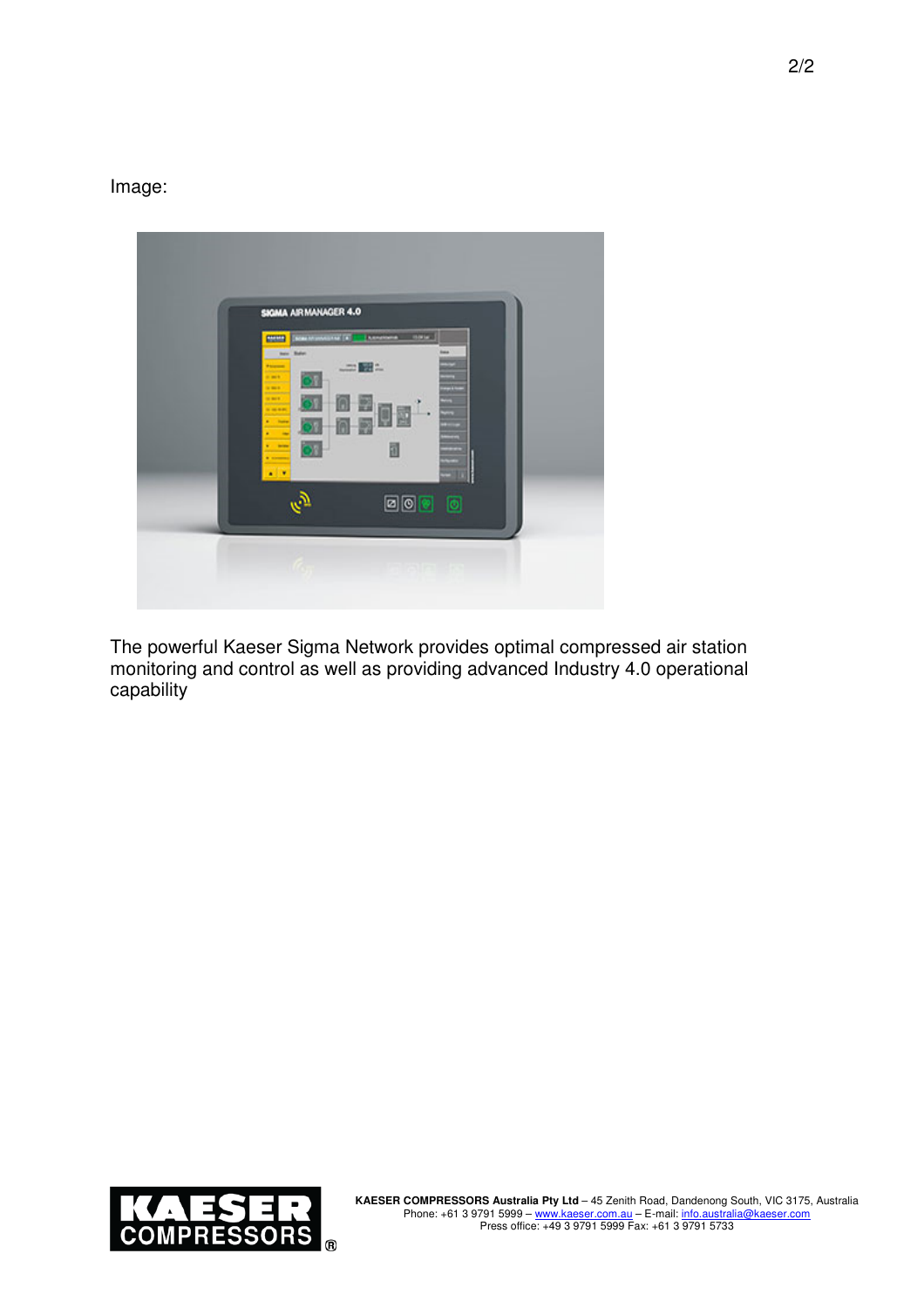Image:

The powerful Kaeser Sigma Network provides optimal compressed air station monitoring and control as well as providing advanced Industry 4.0 operational capability

**KAESER COMPRESSORS Australia Pty Ltd** – 45 Zenith Road, Dandenong South, VIC 3175, Australia
Phone: +61 3 9791 5999 – www.kaeser.com.au – E-mail: info.australia@kaeser.com
Press office: +49 3 9791 5999 Fax: +61 3 9791 5733